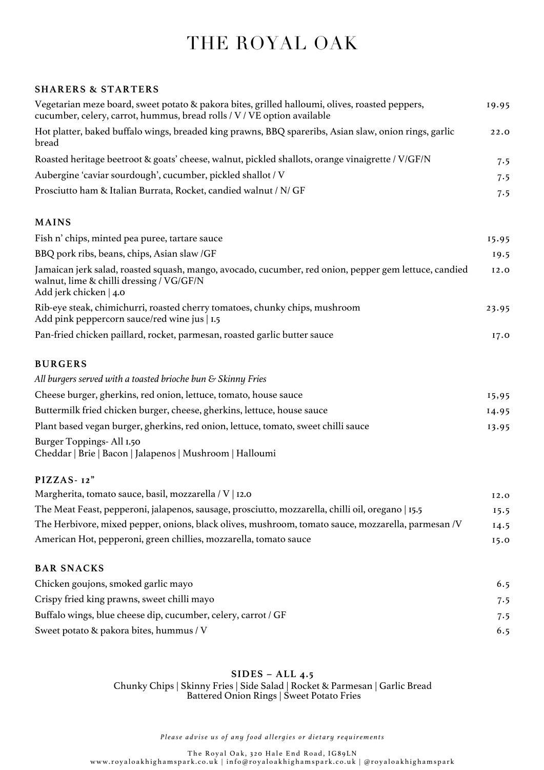# THE ROYAL OAK

## SHARERS & STARTERS

| Item | Price |
|---|---|
| Vegetarian meze board, sweet potato & pakora bites, grilled halloumi, olives, roasted peppers, cucumber, celery, carrot, hummus, bread rolls / V / VE option available | 19.95 |
| Hot platter, baked buffalo wings, breaded king prawns, BBQ spareribs, Asian slaw, onion rings, garlic bread | 22.0 |
| Roasted heritage beetroot & goats' cheese, walnut, pickled shallots, orange vinaigrette / V/GF/N | 7.5 |
| Aubergine 'caviar sourdough', cucumber, pickled shallot / V | 7.5 |
| Prosciutto ham & Italian Burrata, Rocket, candied walnut / N/ GF | 7.5 |

## MAINS

| Item | Price |
|---|---|
| Fish n' chips, minted pea puree, tartare sauce | 15.95 |
| BBQ pork ribs, beans, chips, Asian slaw /GF | 19.5 |
| Jamaican jerk salad, roasted squash, mango, avocado, cucumber, red onion, pepper gem lettuce, candied walnut, lime & chilli dressing / VG/GF/N<br>Add jerk chicken \| 4.0 | 12.0 |
| Rib-eye steak, chimichurri, roasted cherry tomatoes, chunky chips, mushroom<br>Add pink peppercorn sauce/red wine jus \| 1.5 | 23.95 |
| Pan-fried chicken paillard, rocket, parmesan, roasted garlic butter sauce | 17.0 |

## BURGERS

*All burgers served with a toasted brioche bun & Skinny Fries*

| Item | Price |
|---|---|
| Cheese burger, gherkins, red onion, lettuce, tomato, house sauce | 15,95 |
| Buttermilk fried chicken burger, cheese, gherkins, lettuce, house sauce | 14.95 |
| Plant based vegan burger, gherkins, red onion, lettuce, tomato, sweet chilli sauce | 13.95 |

Burger Toppings- All 1.50
Cheddar | Brie | Bacon | Jalapenos | Mushroom | Halloumi

## PIZZAS- 12"

| Item | Price |
|---|---|
| Margherita, tomato sauce, basil, mozzarella / V \| 12.0 | 12.0 |
| The Meat Feast, pepperoni, jalapenos, sausage, prosciutto, mozzarella, chilli oil, oregano \| 15.5 | 15.5 |
| The Herbivore, mixed pepper, onions, black olives, mushroom, tomato sauce, mozzarella, parmesan /V | 14.5 |
| American Hot, pepperoni, green chillies, mozzarella, tomato sauce | 15.0 |

## BAR SNACKS

| Item | Price |
|---|---|
| Chicken goujons, smoked garlic mayo | 6.5 |
| Crispy fried king prawns, sweet chilli mayo | 7.5 |
| Buffalo wings, blue cheese dip, cucumber, celery, carrot / GF | 7.5 |
| Sweet potato & pakora bites, hummus / V | 6.5 |

## SIDES – ALL 4.5

Chunky Chips | Skinny Fries | Side Salad | Rocket & Parmesan | Garlic Bread
Battered Onion Rings | Sweet Potato Fries

*Please advise us of any food allergies or dietary requirements*

The Royal Oak, 320 Hale End Road, IG89LN
www.royaloakhighamspark.co.uk | info@royaloakhighamspark.co.uk | @royaloakhighamspark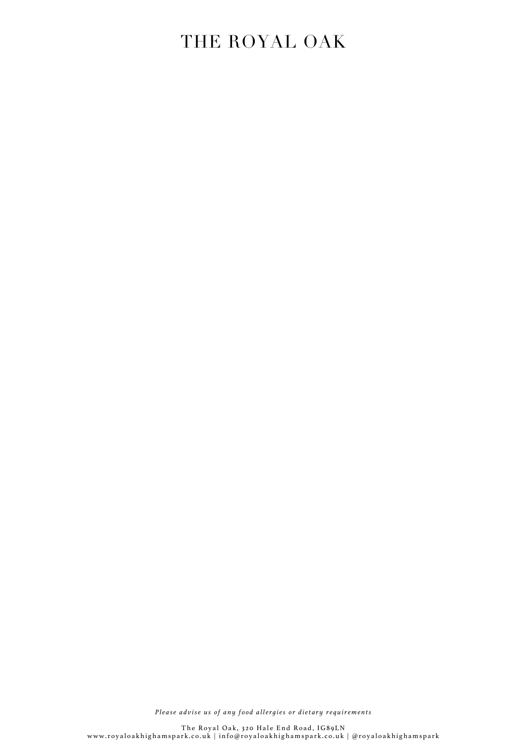# THE ROYAL OAK

*Please advise us of any food allergies or dietary requirements*

The Royal Oak, 320 Hale End Road, IG89LN
www.royaloakhighamspark.co.uk | info@royaloakhighamspark.co.uk | @royaloakhighamspark